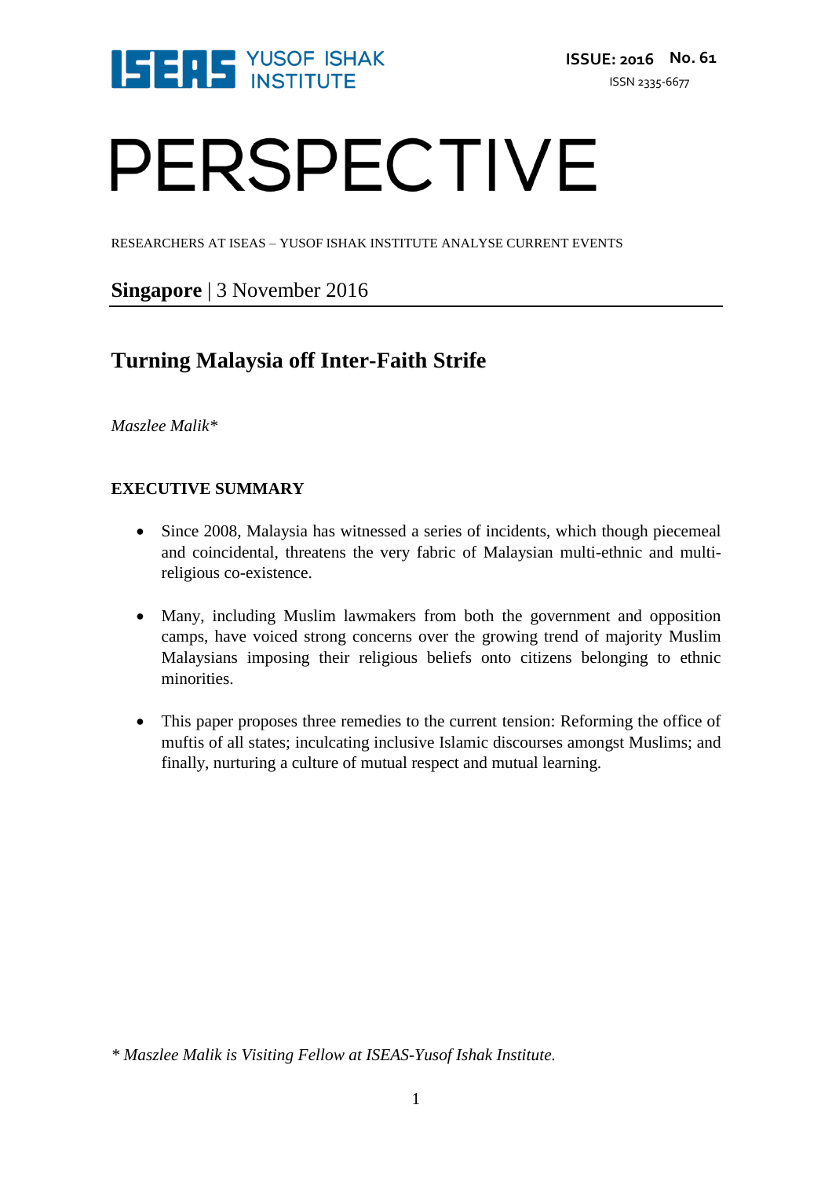ISEAS YUSOF ISHAK INSTITUTE

**ISSUE: 2016 No. 61**

ISSN 2335-6677

# PERSPECTIVE

RESEARCHERS AT ISEAS – YUSOF ISHAK INSTITUTE ANALYSE CURRENT EVENTS

**Singapore** | 3 November 2016

## Turning Malaysia off Inter-Faith Strife

*Maszlee Malik**

**EXECUTIVE SUMMARY**

- Since 2008, Malaysia has witnessed a series of incidents, which though piecemeal and coincidental, threatens the very fabric of Malaysian multi-ethnic and multi-religious co-existence.
- Many, including Muslim lawmakers from both the government and opposition camps, have voiced strong concerns over the growing trend of majority Muslim Malaysians imposing their religious beliefs onto citizens belonging to ethnic minorities.
- This paper proposes three remedies to the current tension: Reforming the office of muftis of all states; inculcating inclusive Islamic discourses amongst Muslims; and finally, nurturing a culture of mutual respect and mutual learning.

*\* Maszlee Malik is Visiting Fellow at ISEAS-Yusof Ishak Institute.*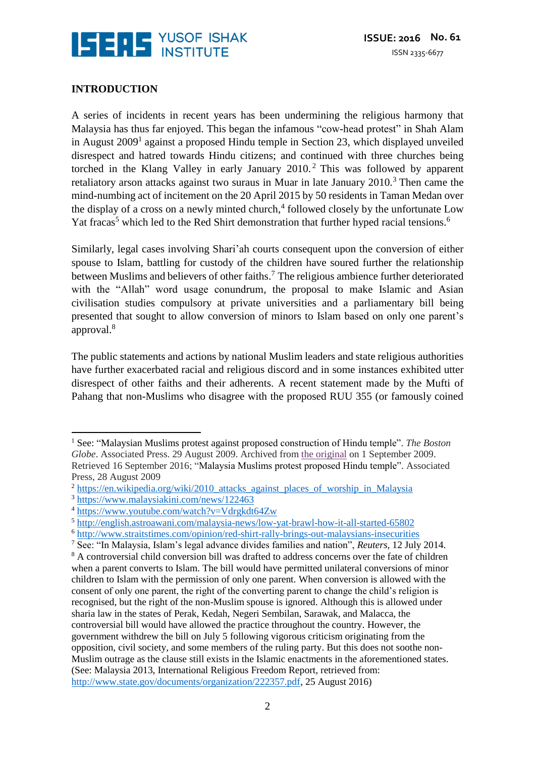## INTRODUCTION

A series of incidents in recent years has been undermining the religious harmony that Malaysia has thus far enjoyed. This began the infamous "cow-head protest" in Shah Alam in August 2009[1] against a proposed Hindu temple in Section 23, which displayed unveiled disrespect and hatred towards Hindu citizens; and continued with three churches being torched in the Klang Valley in early January 2010.[2] This was followed by apparent retaliatory arson attacks against two suraus in Muar in late January 2010.[3] Then came the mind-numbing act of incitement on the 20 April 2015 by 50 residents in Taman Medan over the display of a cross on a newly minted church,[4] followed closely by the unfortunate Low Yat fracas[5] which led to the Red Shirt demonstration that further hyped racial tensions.[6]

Similarly, legal cases involving Shari'ah courts consequent upon the conversion of either spouse to Islam, battling for custody of the children have soured further the relationship between Muslims and believers of other faiths.[7] The religious ambience further deteriorated with the "Allah" word usage conundrum, the proposal to make Islamic and Asian civilisation studies compulsory at private universities and a parliamentary bill being presented that sought to allow conversion of minors to Islam based on only one parent's approval.[8]

The public statements and actions by national Muslim leaders and state religious authorities have further exacerbated racial and religious discord and in some instances exhibited utter disrespect of other faiths and their adherents. A recent statement made by the Mufti of Pahang that non-Muslims who disagree with the proposed RUU 355 (or famously coined

---

[1] See: "Malaysian Muslims protest against proposed construction of Hindu temple". *The Boston Globe*. Associated Press. 29 August 2009. Archived from the original on 1 September 2009. Retrieved 16 September 2016; "Malaysia Muslims protest proposed Hindu temple". Associated Press, 28 August 2009

[2] https://en.wikipedia.org/wiki/2010_attacks_against_places_of_worship_in_Malaysia

[3] https://www.malaysiakini.com/news/122463

[4] https://www.youtube.com/watch?v=Vdrgkdt64Zw

[5] http://english.astroawani.com/malaysia-news/low-yat-brawl-how-it-all-started-65802

[6] http://www.straitstimes.com/opinion/red-shirt-rally-brings-out-malaysians-insecurities

[7] See: "In Malaysia, Islam's legal advance divides families and nation", *Reuters*, 12 July 2014.

[8] A controversial child conversion bill was drafted to address concerns over the fate of children when a parent converts to Islam. The bill would have permitted unilateral conversions of minor children to Islam with the permission of only one parent. When conversion is allowed with the consent of only one parent, the right of the converting parent to change the child's religion is recognised, but the right of the non-Muslim spouse is ignored. Although this is allowed under sharia law in the states of Perak, Kedah, Negeri Sembilan, Sarawak, and Malacca, the controversial bill would have allowed the practice throughout the country. However, the government withdrew the bill on July 5 following vigorous criticism originating from the opposition, civil society, and some members of the ruling party. But this does not soothe non-Muslim outrage as the clause still exists in the Islamic enactments in the aforementioned states. (See: Malaysia 2013, International Religious Freedom Report, retrieved from: http://www.state.gov/documents/organization/222357.pdf, 25 August 2016)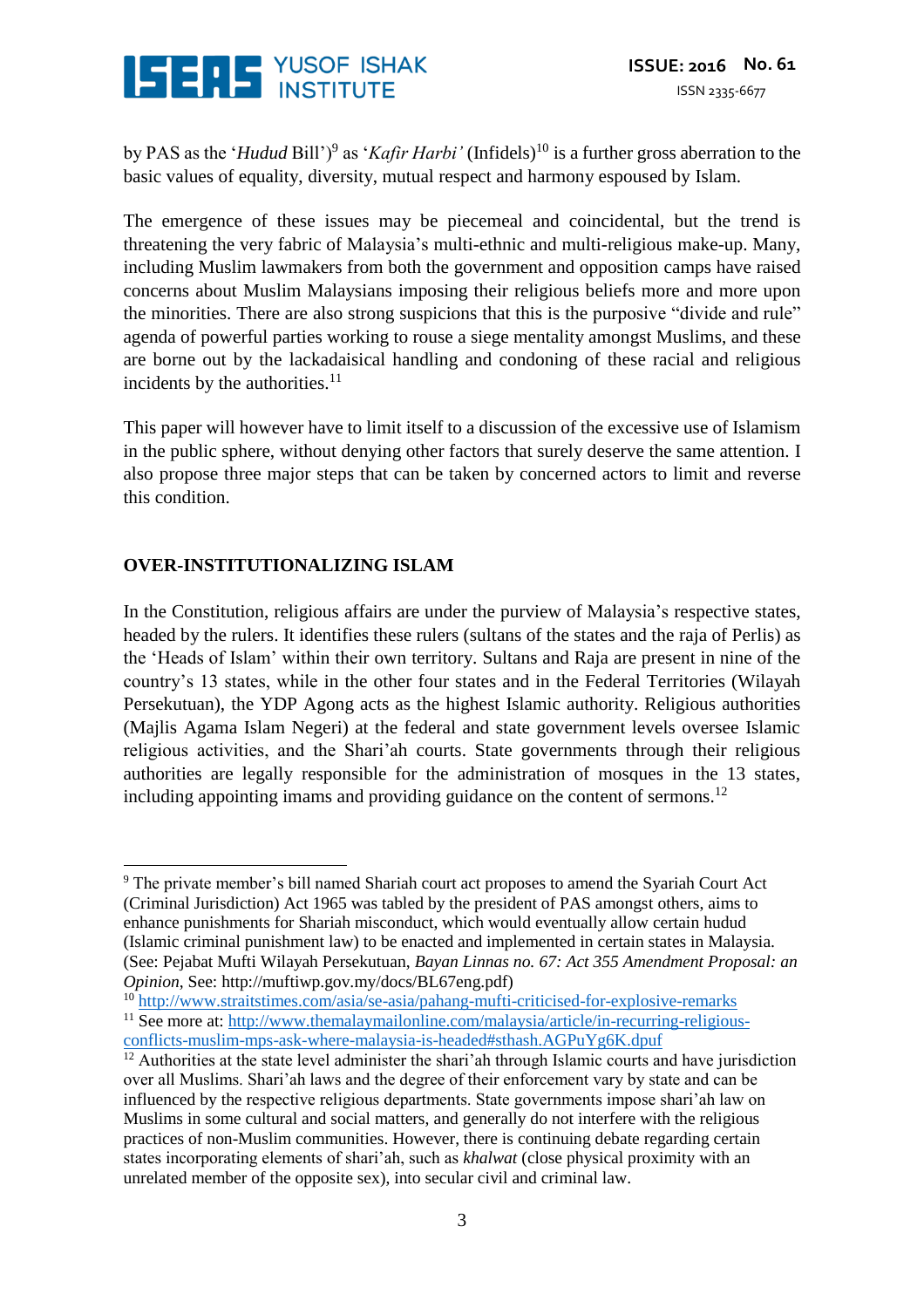by PAS as the '*Hudud* Bill')[9] as '*Kafir Harbi'* (Infidels)[10] is a further gross aberration to the basic values of equality, diversity, mutual respect and harmony espoused by Islam.

The emergence of these issues may be piecemeal and coincidental, but the trend is threatening the very fabric of Malaysia's multi-ethnic and multi-religious make-up. Many, including Muslim lawmakers from both the government and opposition camps have raised concerns about Muslim Malaysians imposing their religious beliefs more and more upon the minorities. There are also strong suspicions that this is the purposive "divide and rule" agenda of powerful parties working to rouse a siege mentality amongst Muslims, and these are borne out by the lackadaisical handling and condoning of these racial and religious incidents by the authorities.[11]

This paper will however have to limit itself to a discussion of the excessive use of Islamism in the public sphere, without denying other factors that surely deserve the same attention. I also propose three major steps that can be taken by concerned actors to limit and reverse this condition.

## OVER-INSTITUTIONALIZING ISLAM

In the Constitution, religious affairs are under the purview of Malaysia's respective states, headed by the rulers. It identifies these rulers (sultans of the states and the raja of Perlis) as the 'Heads of Islam' within their own territory. Sultans and Raja are present in nine of the country's 13 states, while in the other four states and in the Federal Territories (Wilayah Persekutuan), the YDP Agong acts as the highest Islamic authority. Religious authorities (Majlis Agama Islam Negeri) at the federal and state government levels oversee Islamic religious activities, and the Shari'ah courts. State governments through their religious authorities are legally responsible for the administration of mosques in the 13 states, including appointing imams and providing guidance on the content of sermons.[12]

---

[9] The private member's bill named Shariah court act proposes to amend the Syariah Court Act (Criminal Jurisdiction) Act 1965 was tabled by the president of PAS amongst others, aims to enhance punishments for Shariah misconduct, which would eventually allow certain hudud (Islamic criminal punishment law) to be enacted and implemented in certain states in Malaysia. (See: Pejabat Mufti Wilayah Persekutuan, *Bayan Linnas no. 67: Act 355 Amendment Proposal: an Opinion*, See: http://muftiwp.gov.my/docs/BL67eng.pdf)

[10] http://www.straitstimes.com/asia/se-asia/pahang-mufti-criticised-for-explosive-remarks

[11] See more at: http://www.themalaymailonline.com/malaysia/article/in-recurring-religious-conflicts-muslim-mps-ask-where-malaysia-is-headed#sthash.AGPuYg6K.dpuf

[12] Authorities at the state level administer the shari'ah through Islamic courts and have jurisdiction over all Muslims. Shari'ah laws and the degree of their enforcement vary by state and can be influenced by the respective religious departments. State governments impose shari'ah law on Muslims in some cultural and social matters, and generally do not interfere with the religious practices of non-Muslim communities. However, there is continuing debate regarding certain states incorporating elements of shari'ah, such as *khalwat* (close physical proximity with an unrelated member of the opposite sex), into secular civil and criminal law.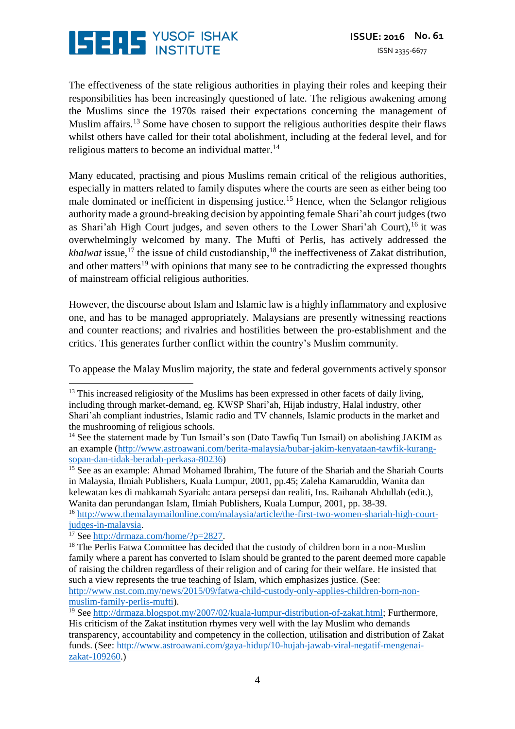The effectiveness of the state religious authorities in playing their roles and keeping their responsibilities has been increasingly questioned of late. The religious awakening among the Muslims since the 1970s raised their expectations concerning the management of Muslim affairs.[13] Some have chosen to support the religious authorities despite their flaws whilst others have called for their total abolishment, including at the federal level, and for religious matters to become an individual matter.[14]

Many educated, practising and pious Muslims remain critical of the religious authorities, especially in matters related to family disputes where the courts are seen as either being too male dominated or inefficient in dispensing justice.[15] Hence, when the Selangor religious authority made a ground-breaking decision by appointing female Shari'ah court judges (two as Shari'ah High Court judges, and seven others to the Lower Shari'ah Court),[16] it was overwhelmingly welcomed by many. The Mufti of Perlis, has actively addressed the *khalwat* issue,[17] the issue of child custodianship,[18] the ineffectiveness of Zakat distribution, and other matters[19] with opinions that many see to be contradicting the expressed thoughts of mainstream official religious authorities.

However, the discourse about Islam and Islamic law is a highly inflammatory and explosive one, and has to be managed appropriately. Malaysians are presently witnessing reactions and counter reactions; and rivalries and hostilities between the pro-establishment and the critics. This generates further conflict within the country's Muslim community.

To appease the Malay Muslim majority, the state and federal governments actively sponsor

---

[13] This increased religiosity of the Muslims has been expressed in other facets of daily living, including through market-demand, eg. KWSP Shari'ah, Hijab industry, Halal industry, other Shari'ah compliant industries, Islamic radio and TV channels, Islamic products in the market and the mushrooming of religious schools.

[14] See the statement made by Tun Ismail's son (Dato Tawfiq Tun Ismail) on abolishing JAKIM as an example (http://www.astroawani.com/berita-malaysia/bubar-jakim-kenyataan-tawfik-kurang-sopan-dan-tidak-beradab-perkasa-80236)

[15] See as an example: Ahmad Mohamed Ibrahim, The future of the Shariah and the Shariah Courts in Malaysia, Ilmiah Publishers, Kuala Lumpur, 2001, pp.45; Zaleha Kamaruddin, Wanita dan kelewatan kes di mahkamah Syariah: antara persepsi dan realiti, Ins. Raihanah Abdullah (edit.), Wanita dan perundangan Islam, Ilmiah Publishers, Kuala Lumpur, 2001, pp. 38-39.

[16] http://www.themalaymailonline.com/malaysia/article/the-first-two-women-shariah-high-court-judges-in-malaysia.

[17] See http://drmaza.com/home/?p=2827.

[18] The Perlis Fatwa Committee has decided that the custody of children born in a non-Muslim family where a parent has converted to Islam should be granted to the parent deemed more capable of raising the children regardless of their religion and of caring for their welfare. He insisted that such a view represents the true teaching of Islam, which emphasizes justice. (See: http://www.nst.com.my/news/2015/09/fatwa-child-custody-only-applies-children-born-non-muslim-family-perlis-mufti).

[19] See http://drmaza.blogspot.my/2007/02/kuala-lumpur-distribution-of-zakat.html; Furthermore, His criticism of the Zakat institution rhymes very well with the lay Muslim who demands transparency, accountability and competency in the collection, utilisation and distribution of Zakat funds. (See: http://www.astroawani.com/gaya-hidup/10-hujah-jawab-viral-negatif-mengenai-zakat-109260.)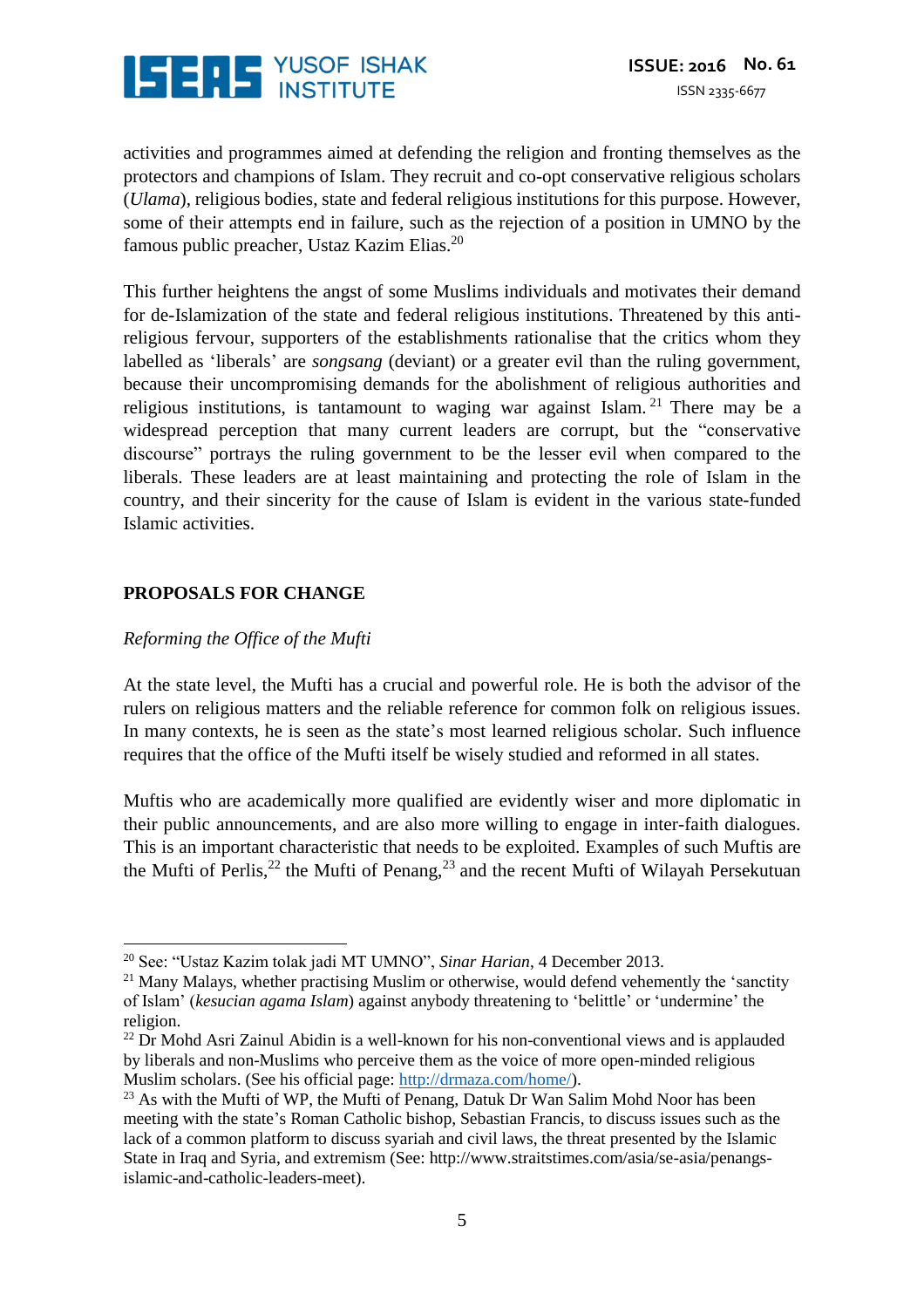activities and programmes aimed at defending the religion and fronting themselves as the protectors and champions of Islam. They recruit and co-opt conservative religious scholars (*Ulama*), religious bodies, state and federal religious institutions for this purpose. However, some of their attempts end in failure, such as the rejection of a position in UMNO by the famous public preacher, Ustaz Kazim Elias.[20]

This further heightens the angst of some Muslims individuals and motivates their demand for de-Islamization of the state and federal religious institutions. Threatened by this anti-religious fervour, supporters of the establishments rationalise that the critics whom they labelled as 'liberals' are *songsang* (deviant) or a greater evil than the ruling government, because their uncompromising demands for the abolishment of religious authorities and religious institutions, is tantamount to waging war against Islam.[21] There may be a widespread perception that many current leaders are corrupt, but the "conservative discourse" portrays the ruling government to be the lesser evil when compared to the liberals. These leaders are at least maintaining and protecting the role of Islam in the country, and their sincerity for the cause of Islam is evident in the various state-funded Islamic activities.

## PROPOSALS FOR CHANGE

### *Reforming the Office of the Mufti*

At the state level, the Mufti has a crucial and powerful role. He is both the advisor of the rulers on religious matters and the reliable reference for common folk on religious issues. In many contexts, he is seen as the state's most learned religious scholar. Such influence requires that the office of the Mufti itself be wisely studied and reformed in all states.

Muftis who are academically more qualified are evidently wiser and more diplomatic in their public announcements, and are also more willing to engage in inter-faith dialogues. This is an important characteristic that needs to be exploited. Examples of such Muftis are the Mufti of Perlis,[22] the Mufti of Penang,[23] and the recent Mufti of Wilayah Persekutuan

---

[20] See: "Ustaz Kazim tolak jadi MT UMNO", *Sinar Harian*, 4 December 2013.

[21] Many Malays, whether practising Muslim or otherwise, would defend vehemently the 'sanctity of Islam' (*kesucian agama Islam*) against anybody threatening to 'belittle' or 'undermine' the religion.

[22] Dr Mohd Asri Zainul Abidin is a well-known for his non-conventional views and is applauded by liberals and non-Muslims who perceive them as the voice of more open-minded religious Muslim scholars. (See his official page: http://drmaza.com/home/).

[23] As with the Mufti of WP, the Mufti of Penang, Datuk Dr Wan Salim Mohd Noor has been meeting with the state's Roman Catholic bishop, Sebastian Francis, to discuss issues such as the lack of a common platform to discuss syariah and civil laws, the threat presented by the Islamic State in Iraq and Syria, and extremism (See: http://www.straitstimes.com/asia/se-asia/penangs-islamic-and-catholic-leaders-meet).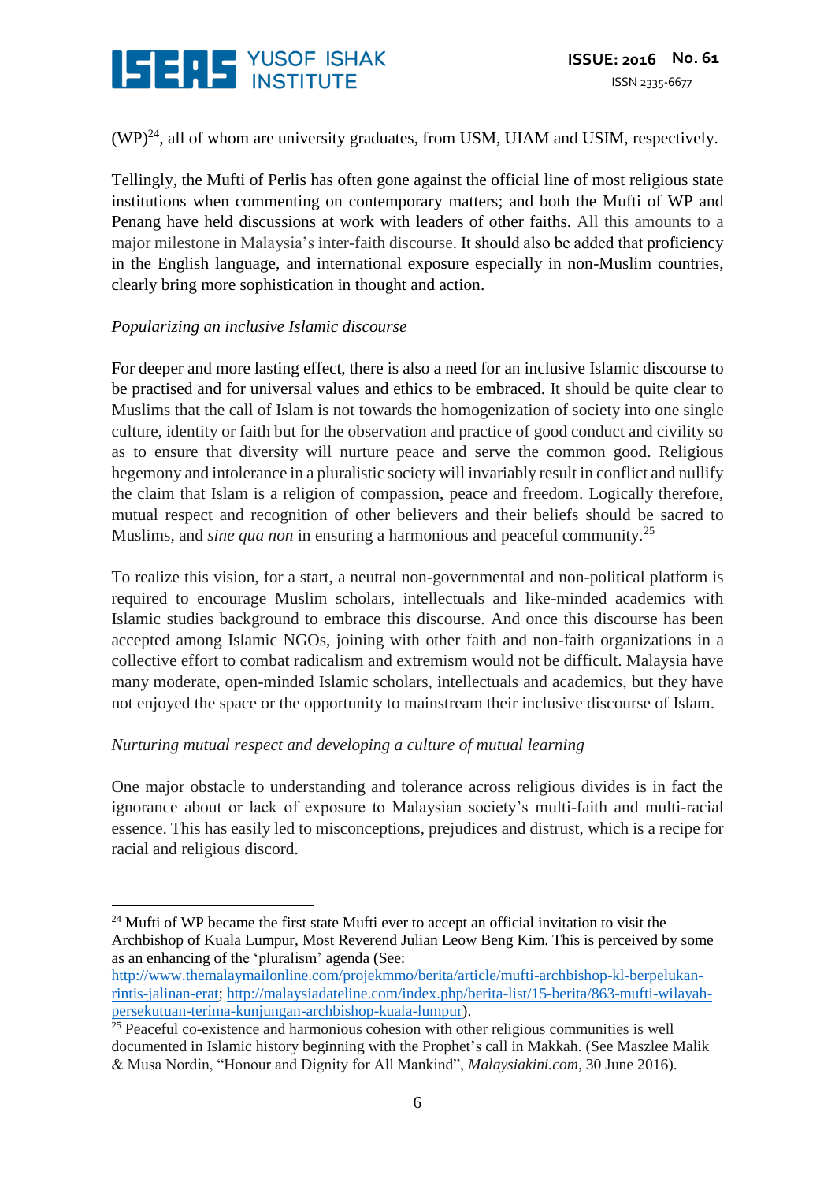(WP)[24], all of whom are university graduates, from USM, UIAM and USIM, respectively.

Tellingly, the Mufti of Perlis has often gone against the official line of most religious state institutions when commenting on contemporary matters; and both the Mufti of WP and Penang have held discussions at work with leaders of other faiths. All this amounts to a major milestone in Malaysia's inter-faith discourse. It should also be added that proficiency in the English language, and international exposure especially in non-Muslim countries, clearly bring more sophistication in thought and action.

*Popularizing an inclusive Islamic discourse*

For deeper and more lasting effect, there is also a need for an inclusive Islamic discourse to be practised and for universal values and ethics to be embraced. It should be quite clear to Muslims that the call of Islam is not towards the homogenization of society into one single culture, identity or faith but for the observation and practice of good conduct and civility so as to ensure that diversity will nurture peace and serve the common good. Religious hegemony and intolerance in a pluralistic society will invariably result in conflict and nullify the claim that Islam is a religion of compassion, peace and freedom. Logically therefore, mutual respect and recognition of other believers and their beliefs should be sacred to Muslims, and *sine qua non* in ensuring a harmonious and peaceful community.[25]

To realize this vision, for a start, a neutral non-governmental and non-political platform is required to encourage Muslim scholars, intellectuals and like-minded academics with Islamic studies background to embrace this discourse. And once this discourse has been accepted among Islamic NGOs, joining with other faith and non-faith organizations in a collective effort to combat radicalism and extremism would not be difficult. Malaysia have many moderate, open-minded Islamic scholars, intellectuals and academics, but they have not enjoyed the space or the opportunity to mainstream their inclusive discourse of Islam.

*Nurturing mutual respect and developing a culture of mutual learning*

One major obstacle to understanding and tolerance across religious divides is in fact the ignorance about or lack of exposure to Malaysian society's multi-faith and multi-racial essence. This has easily led to misconceptions, prejudices and distrust, which is a recipe for racial and religious discord.

---

[24] Mufti of WP became the first state Mufti ever to accept an official invitation to visit the Archbishop of Kuala Lumpur, Most Reverend Julian Leow Beng Kim. This is perceived by some as an enhancing of the 'pluralism' agenda (See: http://www.themalaymailonline.com/projekmmo/berita/article/mufti-archbishop-kl-berpelukan-rintis-jalinan-erat; http://malaysiadateline.com/index.php/berita-list/15-berita/863-mufti-wilayah-persekutuan-terima-kunjungan-archbishop-kuala-lumpur).

[25] Peaceful co-existence and harmonious cohesion with other religious communities is well documented in Islamic history beginning with the Prophet's call in Makkah. (See Maszlee Malik & Musa Nordin, "Honour and Dignity for All Mankind", *Malaysiakini.com*, 30 June 2016).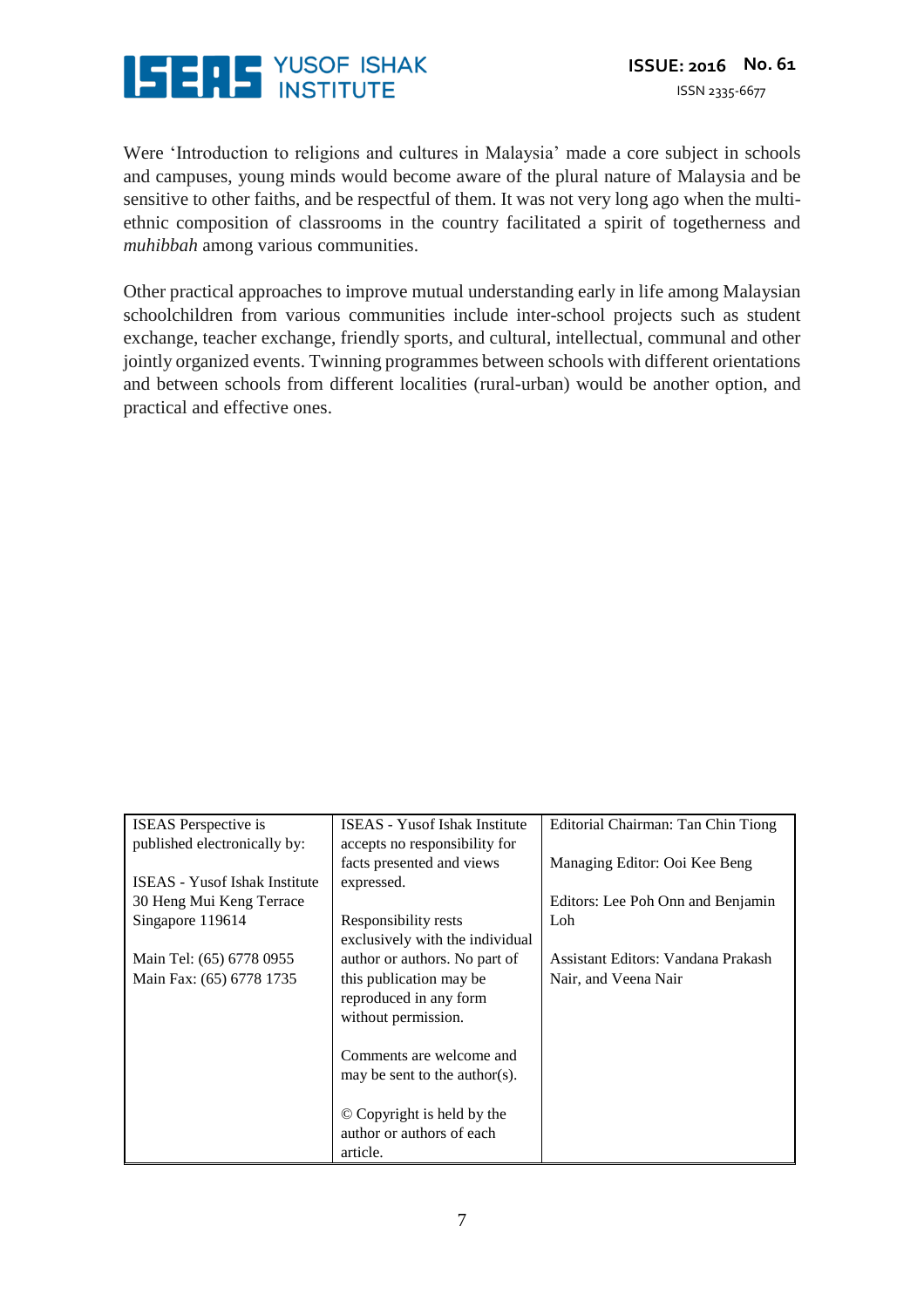Were ‘Introduction to religions and cultures in Malaysia’ made a core subject in schools and campuses, young minds would become aware of the plural nature of Malaysia and be sensitive to other faiths, and be respectful of them. It was not very long ago when the multi-ethnic composition of classrooms in the country facilitated a spirit of togetherness and *muhibbah* among various communities.

Other practical approaches to improve mutual understanding early in life among Malaysian schoolchildren from various communities include inter-school projects such as student exchange, teacher exchange, friendly sports, and cultural, intellectual, communal and other jointly organized events. Twinning programmes between schools with different orientations and between schools from different localities (rural-urban) would be another option, and practical and effective ones.

| | | |
|---|---|---|
| ISEAS Perspective is published electronically by:<br><br>ISEAS - Yusof Ishak Institute<br>30 Heng Mui Keng Terrace<br>Singapore 119614<br><br>Main Tel: (65) 6778 0955<br>Main Fax: (65) 6778 1735 | ISEAS - Yusof Ishak Institute accepts no responsibility for facts presented and views expressed.<br><br>Responsibility rests exclusively with the individual author or authors. No part of this publication may be reproduced in any form without permission.<br><br>Comments are welcome and may be sent to the author(s).<br><br>© Copyright is held by the author or authors of each article. | Editorial Chairman: Tan Chin Tiong<br><br>Managing Editor: Ooi Kee Beng<br><br>Editors: Lee Poh Onn and Benjamin Loh<br><br>Assistant Editors: Vandana Prakash Nair, and Veena Nair |